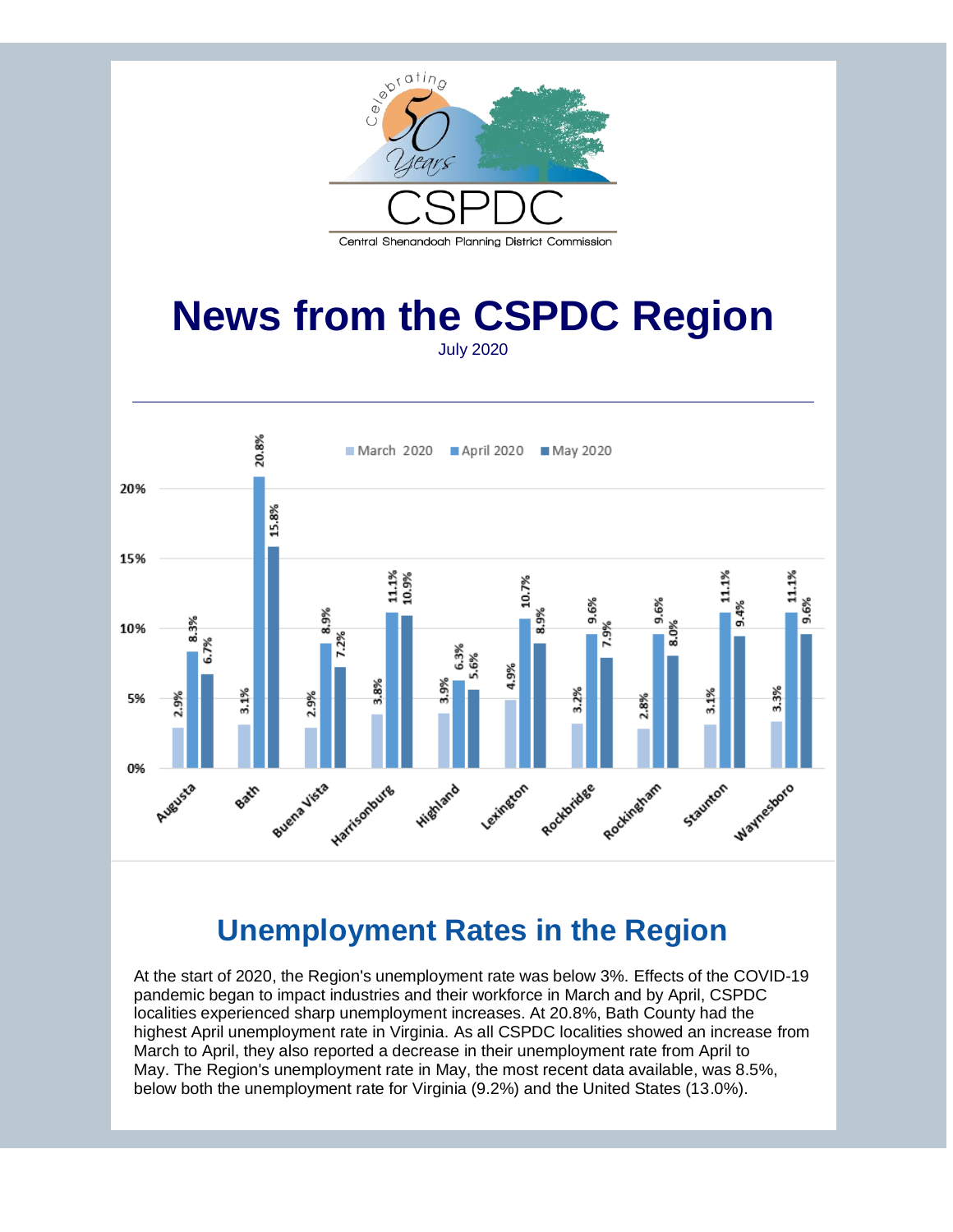Celebrating 50 Years

CSPDC

Central Shenandoah Planning District Commission

# News from the CSPDC Region

July 2020

---

| Locality | March 2020 | April 2020 | May 2020 |
|---|---|---|---|
| Augusta | 2.9% | 8.3% | 6.7% |
| Bath | 3.1% | 20.8% | 15.8% |
| Buena Vista | 2.9% | 8.9% | 7.2% |
| Harrisonburg | 3.8% | 11.1% | 10.9% |
| Highland | 3.9% | 6.3% | 5.6% |
| Lexington | 4.9% | 10.7% | 8.9% |
| Rockbridge | 3.2% | 9.6% | 7.9% |
| Rockingham | 2.8% | 9.6% | 8.0% |
| Staunton | 3.1% | 11.1% | 9.4% |
| Waynesboro | 3.3% | 11.1% | 9.6% |

## Unemployment Rates in the Region

At the start of 2020, the Region's unemployment rate was below 3%. Effects of the COVID-19 pandemic began to impact industries and their workforce in March and by April, CSPDC localities experienced sharp unemployment increases. At 20.8%, Bath County had the highest April unemployment rate in Virginia. As all CSPDC localities showed an increase from March to April, they also reported a decrease in their unemployment rate from April to May. The Region's unemployment rate in May, the most recent data available, was 8.5%, below both the unemployment rate for Virginia (9.2%) and the United States (13.0%).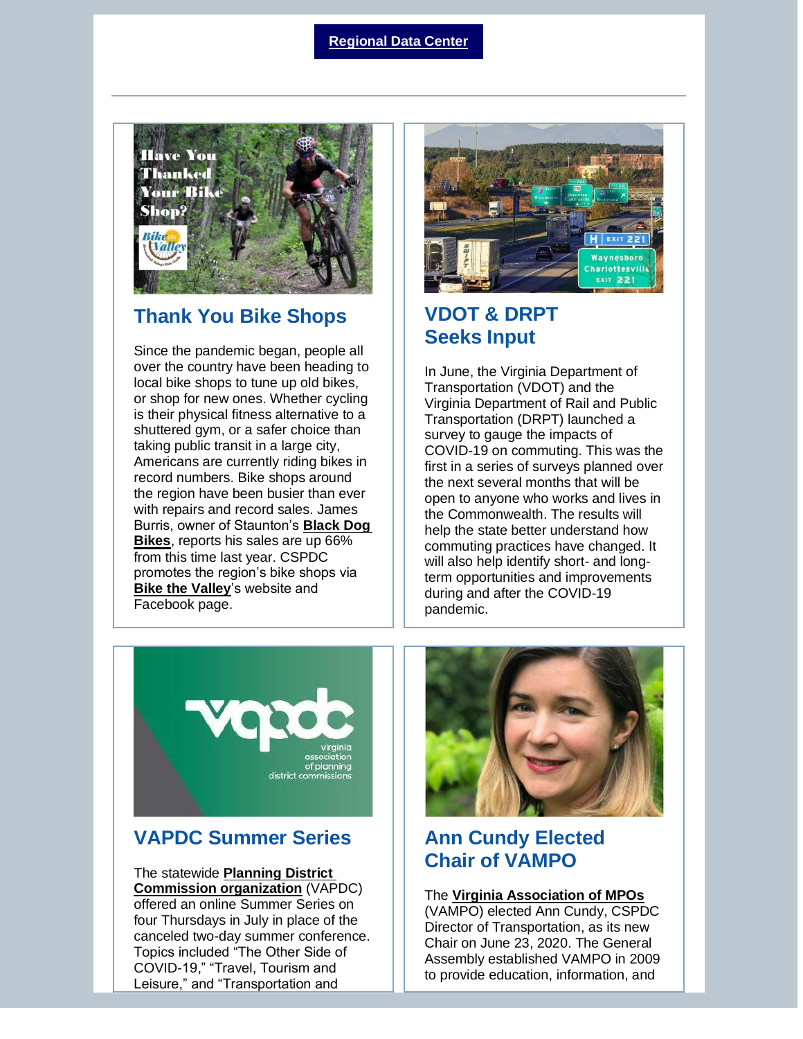**Regional Data Center**

## Thank You Bike Shops

Since the pandemic began, people all over the country have been heading to local bike shops to tune up old bikes, or shop for new ones. Whether cycling is their physical fitness alternative to a shuttered gym, or a safer choice than taking public transit in a large city, Americans are currently riding bikes in record numbers. Bike shops around the region have been busier than ever with repairs and record sales. James Burris, owner of Staunton's **Black Dog Bikes**, reports his sales are up 66% from this time last year. CSPDC promotes the region's bike shops via **Bike the Valley**'s website and Facebook page.

## VDOT & DRPT Seeks Input

In June, the Virginia Department of Transportation (VDOT) and the Virginia Department of Rail and Public Transportation (DRPT) launched a survey to gauge the impacts of COVID-19 on commuting. This was the first in a series of surveys planned over the next several months that will be open to anyone who works and lives in the Commonwealth. The results will help the state better understand how commuting practices have changed. It will also help identify short- and long-term opportunities and improvements during and after the COVID-19 pandemic.

## VAPDC Summer Series

The statewide **Planning District Commission organization** (VAPDC) offered an online Summer Series on four Thursdays in July in place of the canceled two-day summer conference. Topics included "The Other Side of COVID-19," "Travel, Tourism and Leisure," and "Transportation and

## Ann Cundy Elected Chair of VAMPO

The **Virginia Association of MPOs** (VAMPO) elected Ann Cundy, CSPDC Director of Transportation, as its new Chair on June 23, 2020. The General Assembly established VAMPO in 2009 to provide education, information, and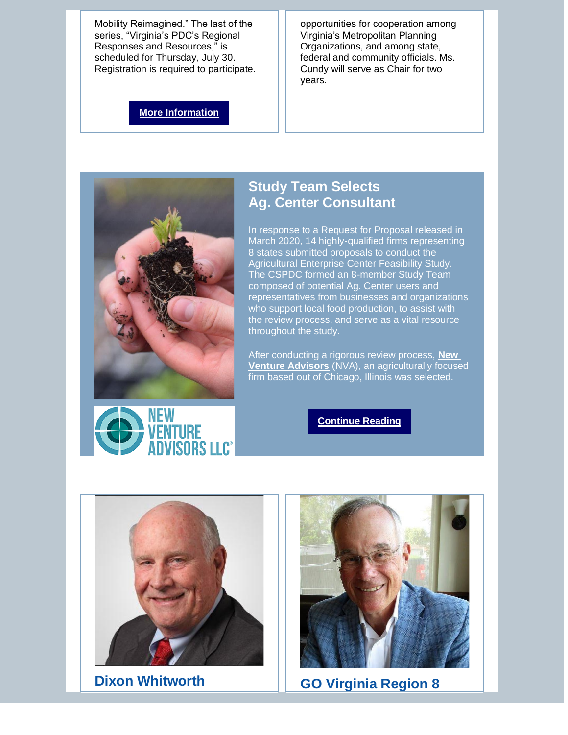Mobility Reimagined." The last of the series, "Virginia's PDC's Regional Responses and Resources," is scheduled for Thursday, July 30. Registration is required to participate.

**More Information**

opportunities for cooperation among Virginia's Metropolitan Planning Organizations, and among state, federal and community officials. Ms. Cundy will serve as Chair for two years.

---

## Study Team Selects Ag. Center Consultant

In response to a Request for Proposal released in March 2020, 14 highly-qualified firms representing 8 states submitted proposals to conduct the Agricultural Enterprise Center Feasibility Study. The CSPDC formed an 8-member Study Team composed of potential Ag. Center users and representatives from businesses and organizations who support local food production, to assist with the review process, and serve as a vital resource throughout the study.

After conducting a rigorous review process, **New Venture Advisors** (NVA), an agriculturally focused firm based out of Chicago, Illinois was selected.

**Continue Reading**

---

## Dixon Whitworth

## GO Virginia Region 8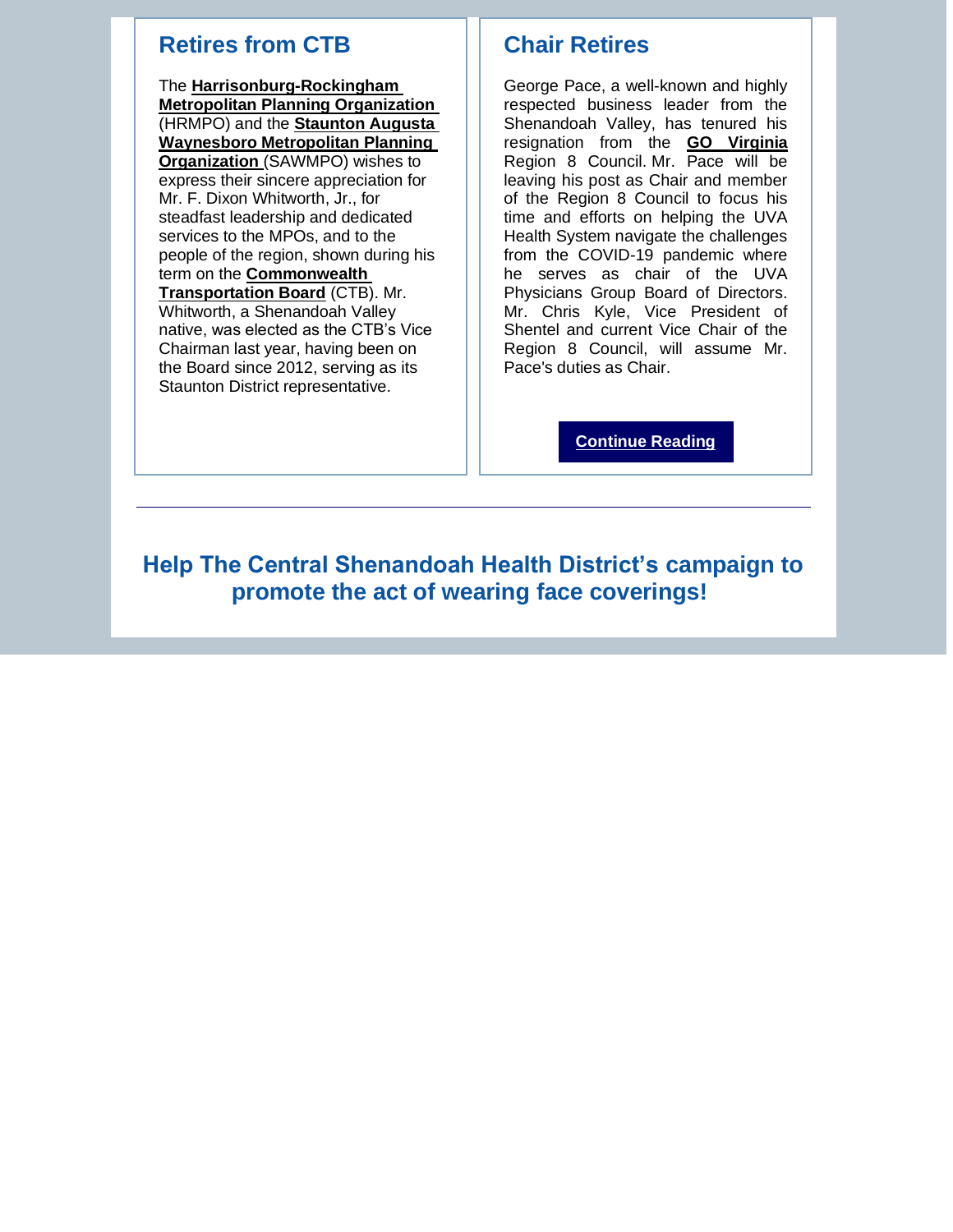## Retires from CTB

The **Harrisonburg-Rockingham Metropolitan Planning Organization** (HRMPO) and the **Staunton Augusta Waynesboro Metropolitan Planning Organization** (SAWMPO) wishes to express their sincere appreciation for Mr. F. Dixon Whitworth, Jr., for steadfast leadership and dedicated services to the MPOs, and to the people of the region, shown during his term on the **Commonwealth Transportation Board** (CTB). Mr. Whitworth, a Shenandoah Valley native, was elected as the CTB's Vice Chairman last year, having been on the Board since 2012, serving as its Staunton District representative.

## Chair Retires

George Pace, a well-known and highly respected business leader from the Shenandoah Valley, has tenured his resignation from the **GO Virginia** Region 8 Council. Mr. Pace will be leaving his post as Chair and member of the Region 8 Council to focus his time and efforts on helping the UVA Health System navigate the challenges from the COVID-19 pandemic where he serves as chair of the UVA Physicians Group Board of Directors. Mr. Chris Kyle, Vice President of Shentel and current Vice Chair of the Region 8 Council, will assume Mr. Pace's duties as Chair.

**Continue Reading**

---

## Help The Central Shenandoah Health District's campaign to promote the act of wearing face coverings!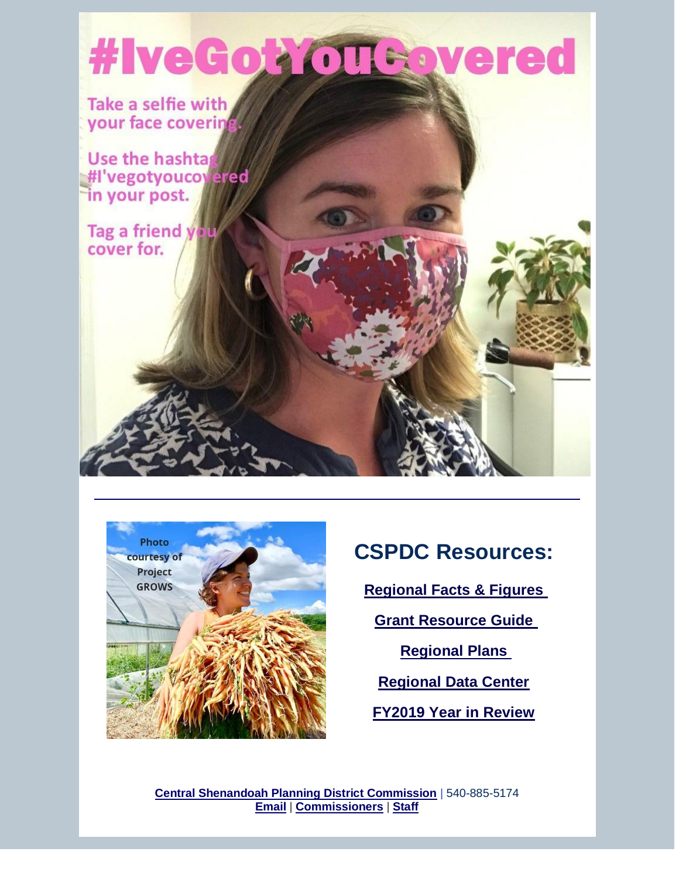# #IveGotYouCovered

Take a selfie with your face covering.

Use the hashtag #I'vegotyoucovered in your post.

Tag a friend you cover for.

---

Photo courtesy of Project GROWS

## CSPDC Resources:

**Regional Facts & Figures**

**Grant Resource Guide**

**Regional Plans**

**Regional Data Center**

**FY2019 Year in Review**

**Central Shenandoah Planning District Commission** | 540-885-5174
**Email** | **Commissioners** | **Staff**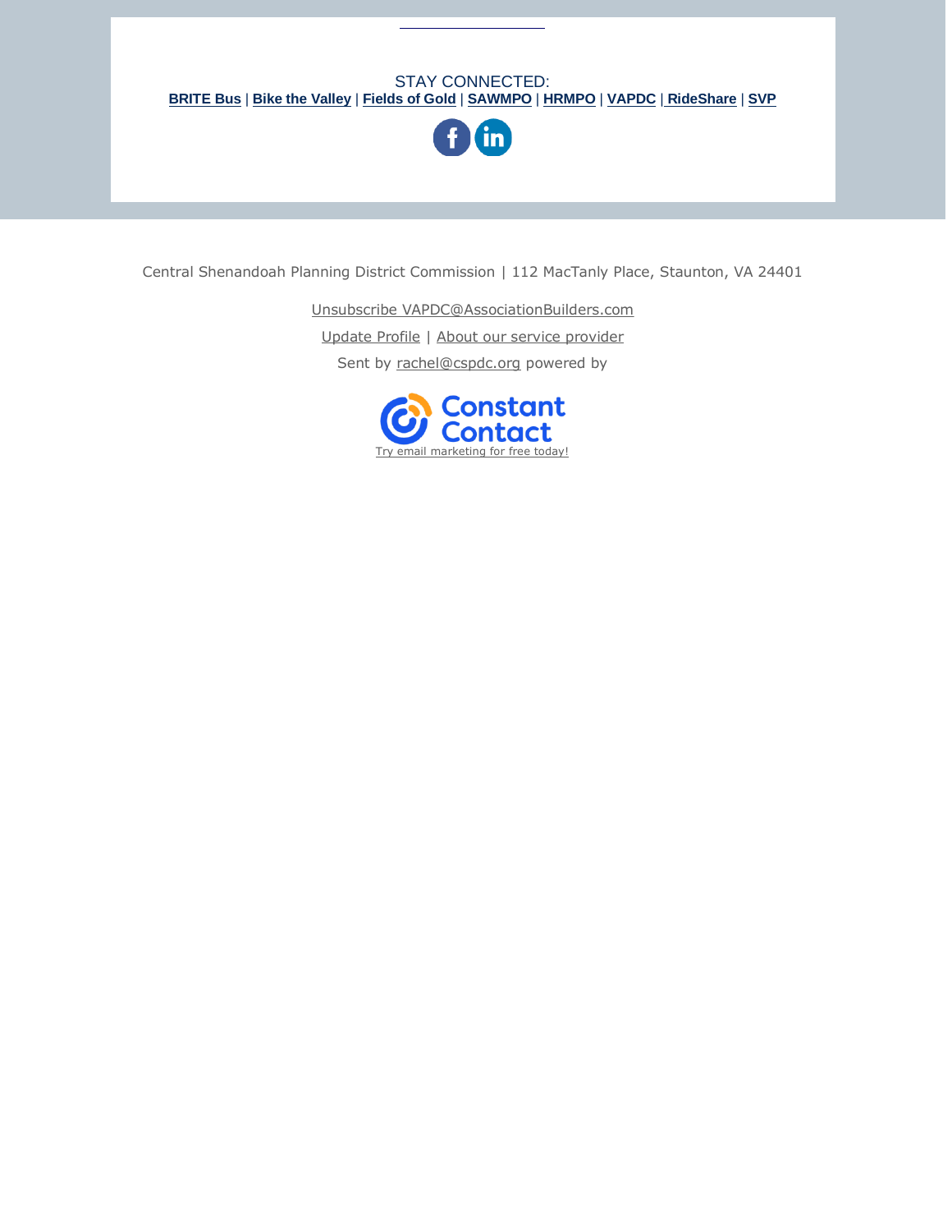STAY CONNECTED:
**BRITE Bus** | **Bike the Valley** | **Fields of Gold** | **SAWMPO** | **HRMPO** | **VAPDC** | **RideShare** | **SVP**

Central Shenandoah Planning District Commission | 112 MacTanly Place, Staunton, VA 24401

Unsubscribe VAPDC@AssociationBuilders.com

Update Profile | About our service provider

Sent by rachel@cspdc.org powered by

Constant Contact

Try email marketing for free today!